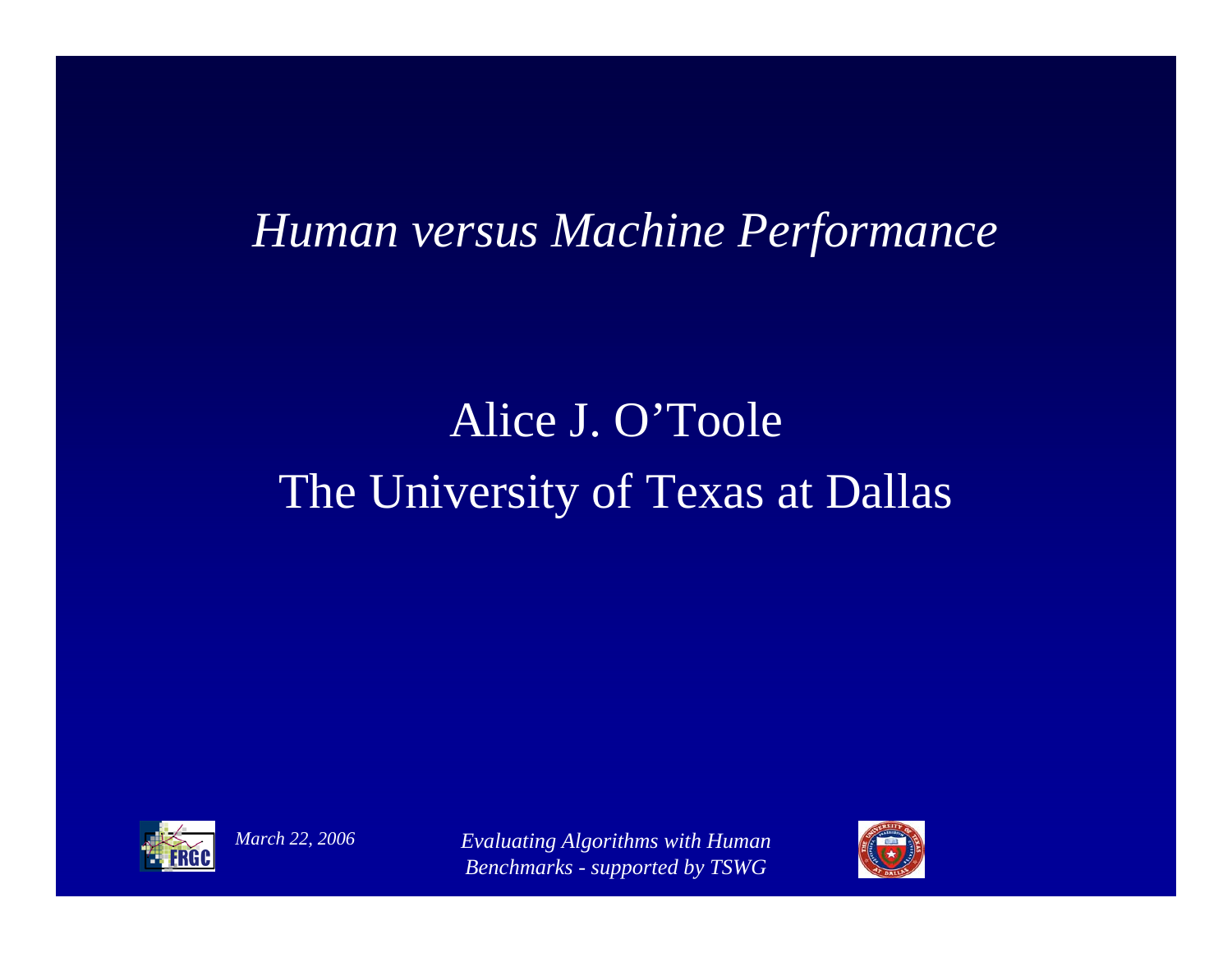# *Human versus Machine Performance*

Alice J. O'Toole

The University of Texas at Dallas

*March 22, 2006*

*Evaluating Algorithms with Human Benchmarks - supported by TSWG*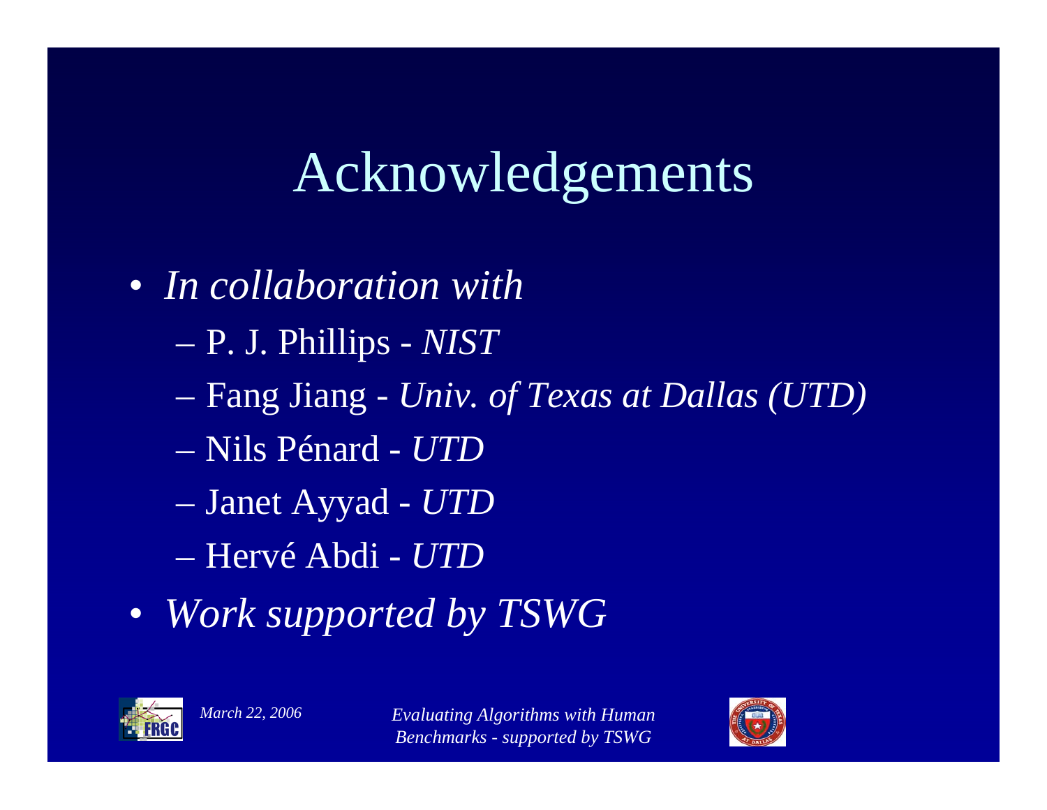# Acknowledgements

- *In collaboration with*
  - P. J. Phillips - *NIST*
  - Fang Jiang - *Univ. of Texas at Dallas (UTD)*
  - Nils Pénard - *UTD*
  - Janet Ayyad - *UTD*
  - Hervé Abdi - *UTD*
- *Work supported by TSWG*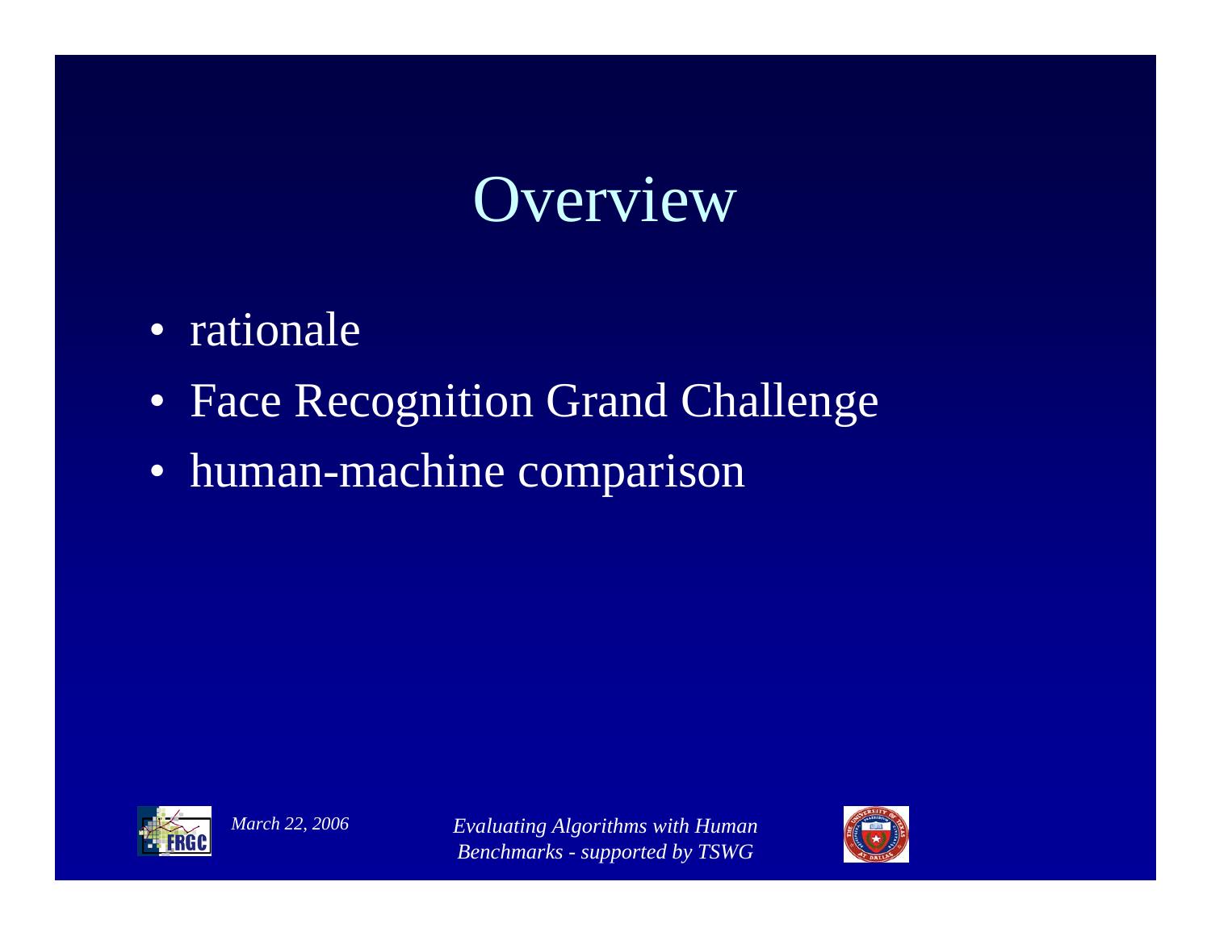# Overview

- rationale
- Face Recognition Grand Challenge
- human-machine comparison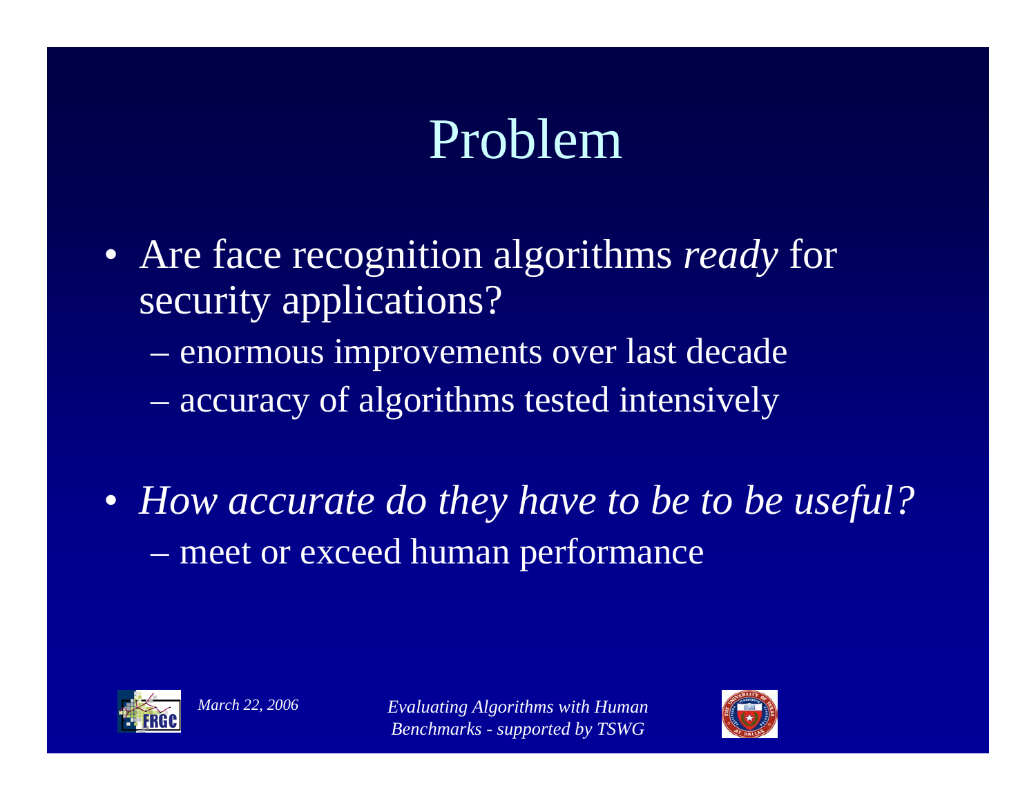# Problem

- Are face recognition algorithms *ready* for security applications?
  - enormous improvements over last decade
  - accuracy of algorithms tested intensively
- *How accurate do they have to be to be useful?*
  - meet or exceed human performance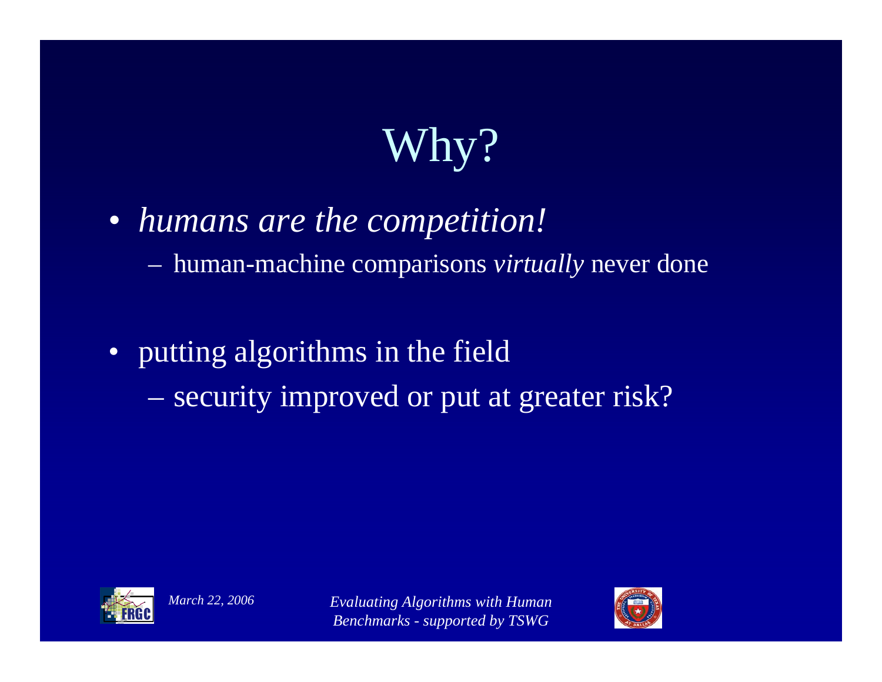# Why?

- *humans are the competition!*
  - human-machine comparisons *virtually* never done
- putting algorithms in the field
  - security improved or put at greater risk?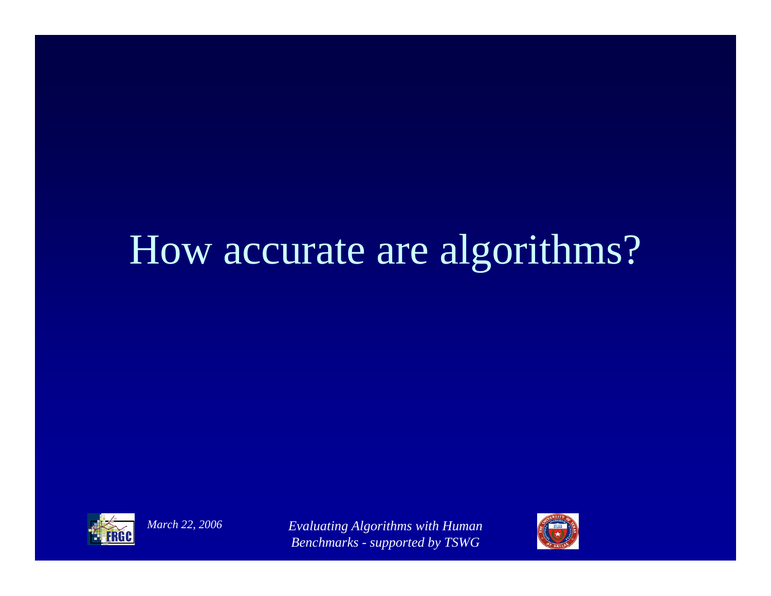# How accurate are algorithms?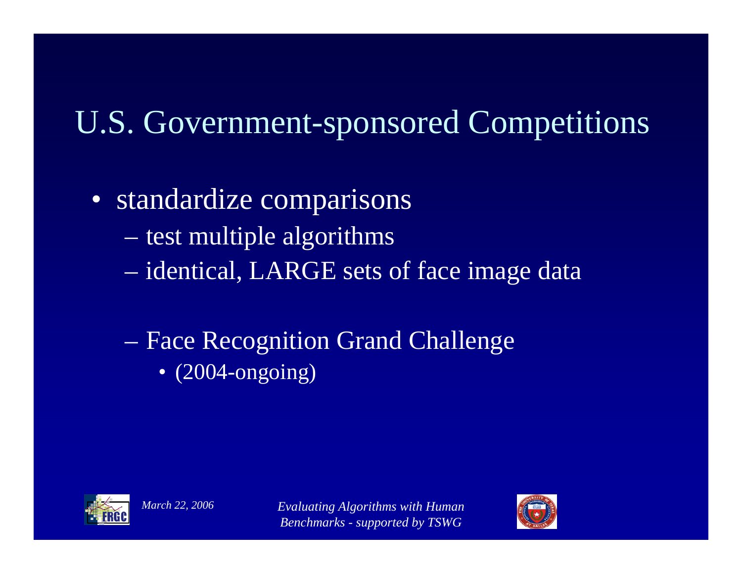# U.S. Government-sponsored Competitions

- standardize comparisons
  - test multiple algorithms
  - identical, LARGE sets of face image data

  - Face Recognition Grand Challenge
    - (2004-ongoing)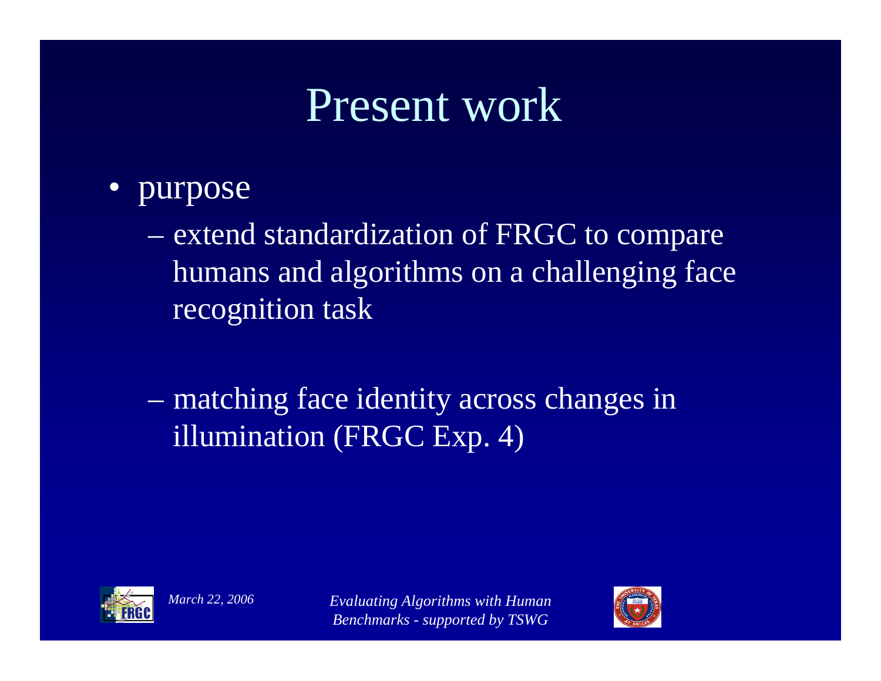# Present work

- purpose
  - extend standardization of FRGC to compare humans and algorithms on a challenging face recognition task
  - matching face identity across changes in illumination (FRGC Exp. 4)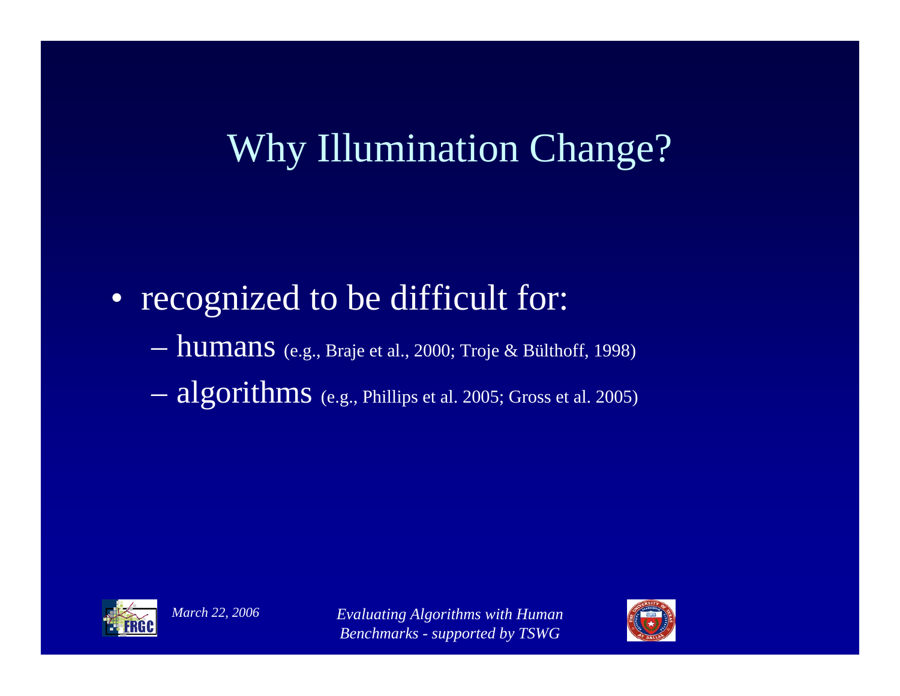# Why Illumination Change?

- recognized to be difficult for:
  - humans (e.g., Braje et al., 2000; Troje & Bülthoff, 1998)
  - algorithms (e.g., Phillips et al. 2005; Gross et al. 2005)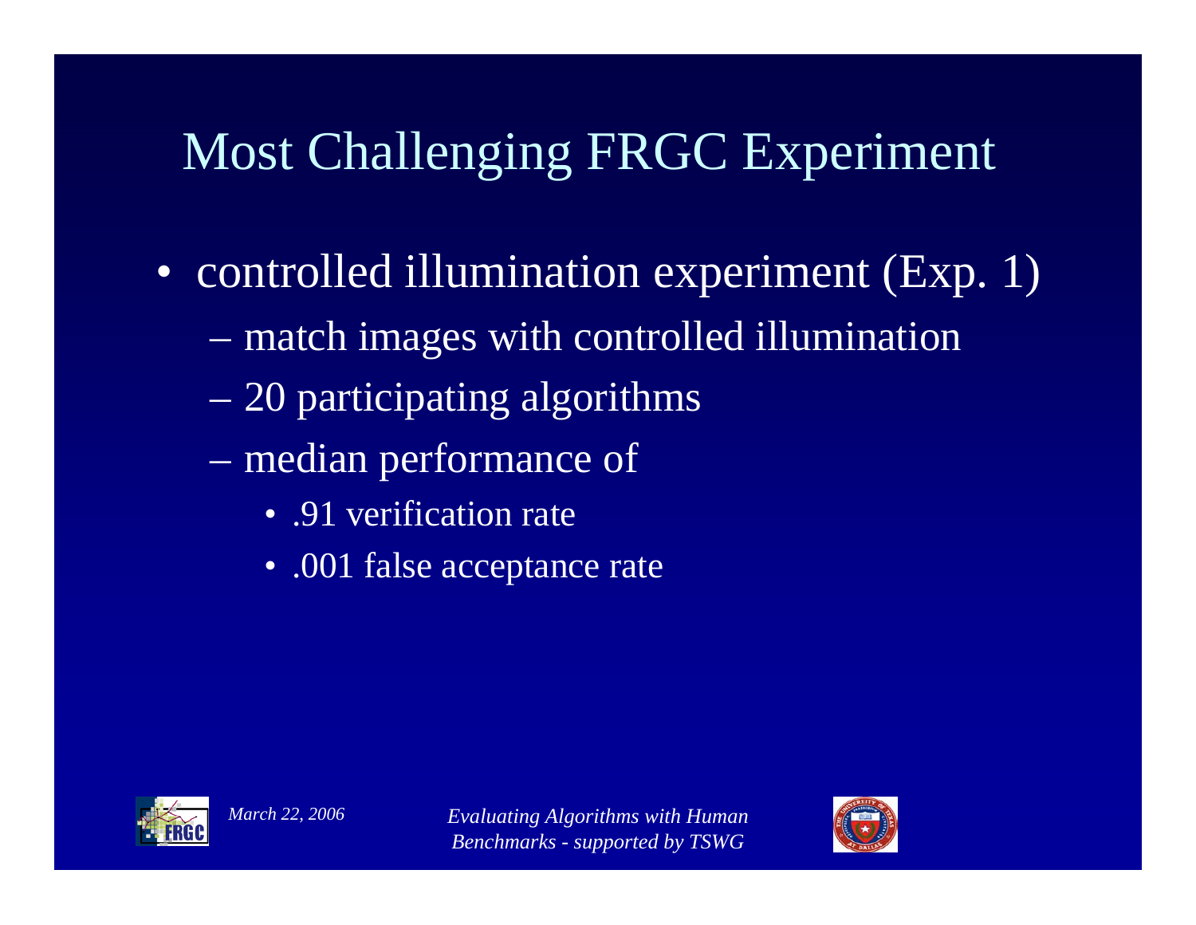# Most Challenging FRGC Experiment

- controlled illumination experiment (Exp. 1)
  - match images with controlled illumination
  - 20 participating algorithms
  - median performance of
    - .91 verification rate
    - .001 false acceptance rate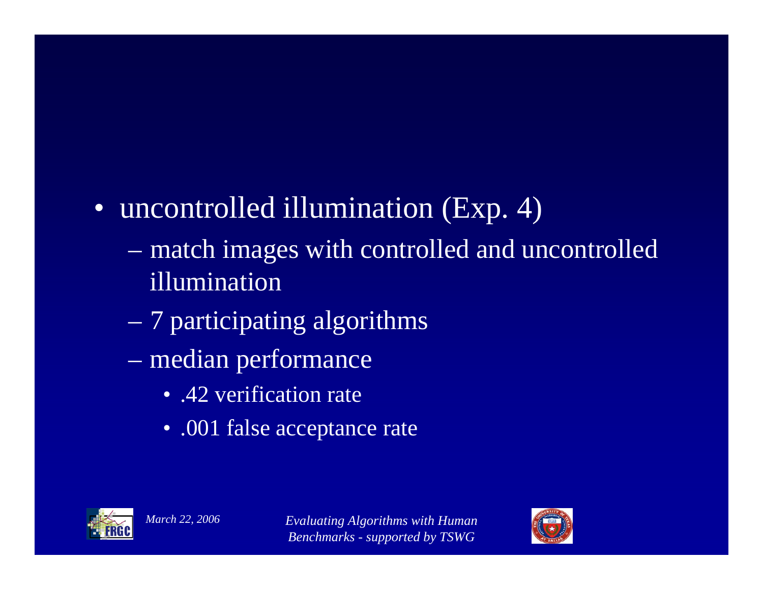- uncontrolled illumination (Exp. 4)
  - match images with controlled and uncontrolled illumination
  - 7 participating algorithms
  - median performance
    - .42 verification rate
    - .001 false acceptance rate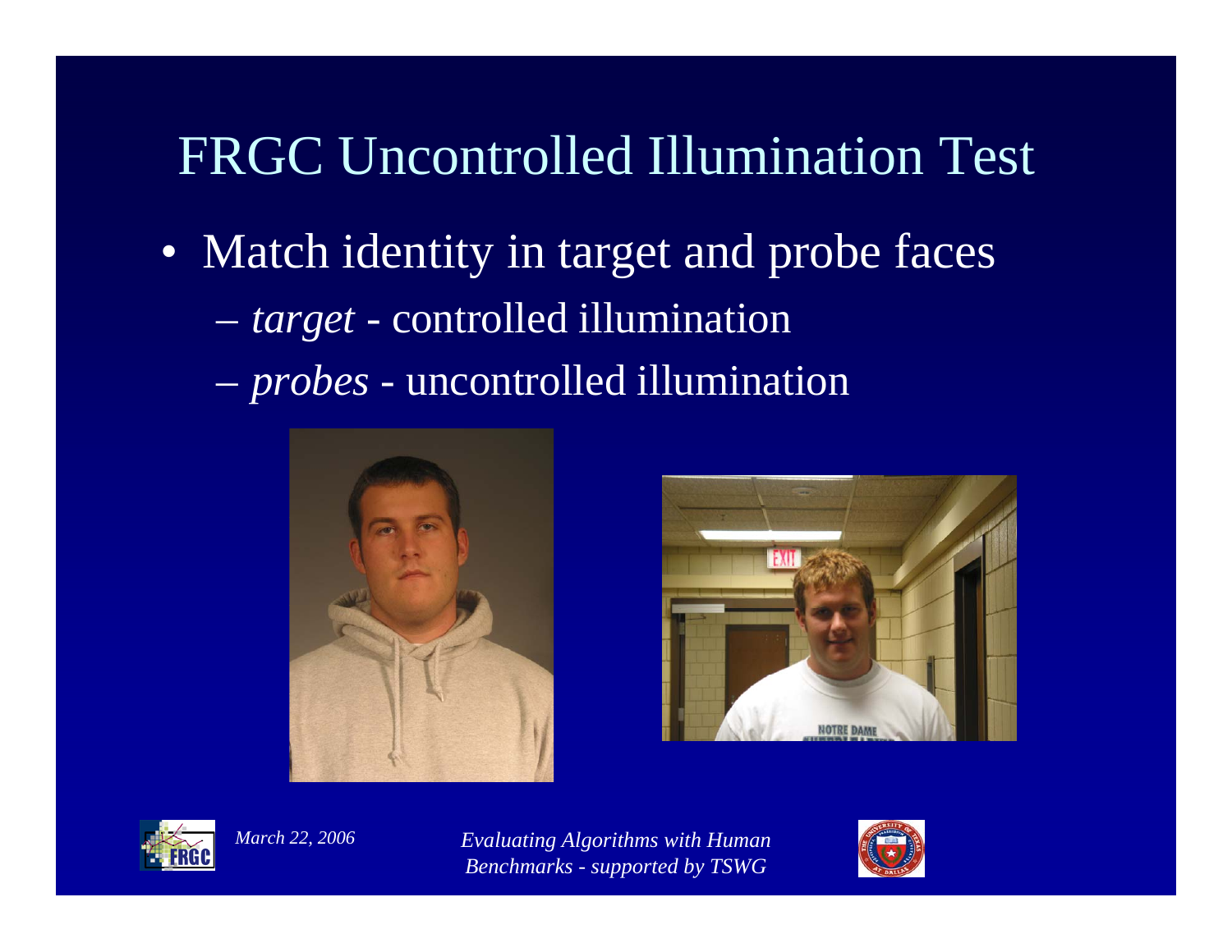# FRGC Uncontrolled Illumination Test

- Match identity in target and probe faces
  - *target* - controlled illumination
  - *probes* - uncontrolled illumination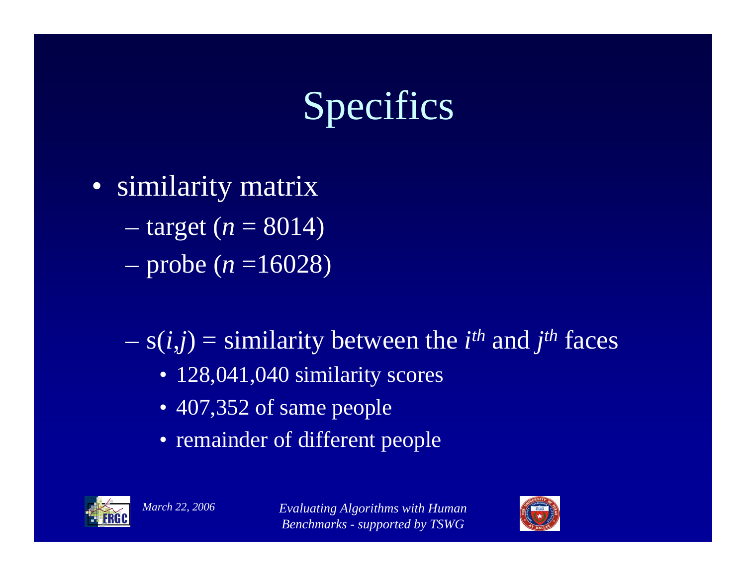# Specifics

- similarity matrix
  - target ($n$ = 8014)
  - probe ($n$ =16028)

  - s($i$,$j$) = similarity between the $i^{th}$ and $j^{th}$ faces
    - 128,041,040 similarity scores
    - 407,352 of same people
    - remainder of different people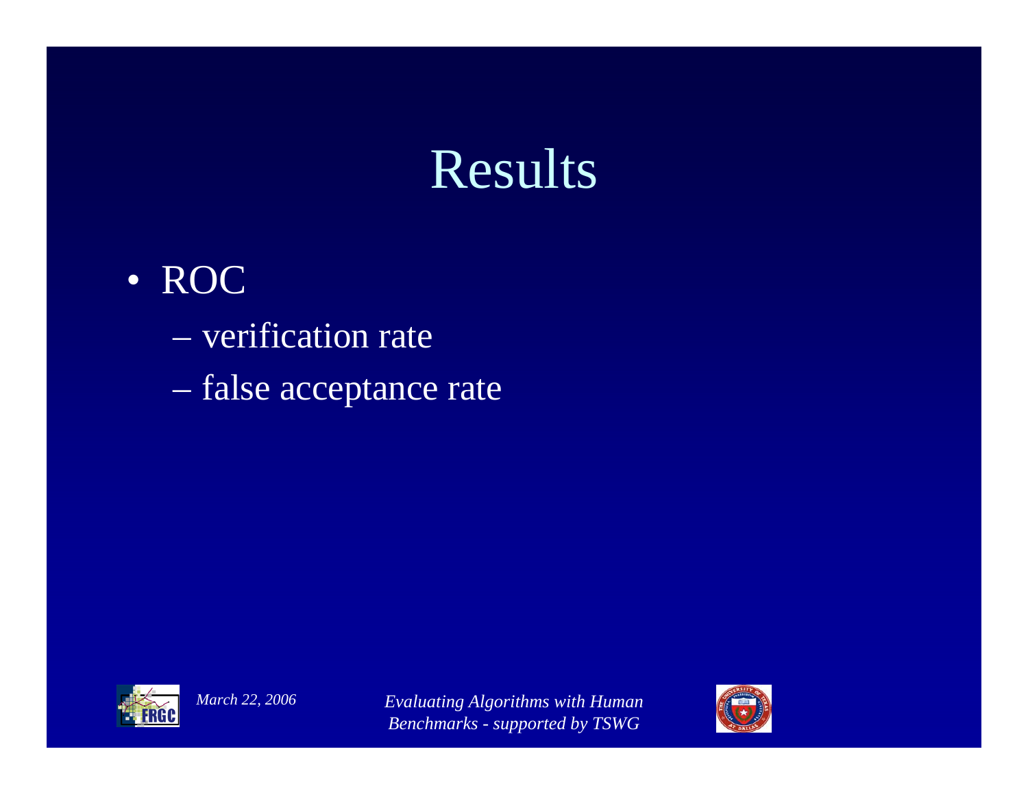# Results

- ROC
  - verification rate
  - false acceptance rate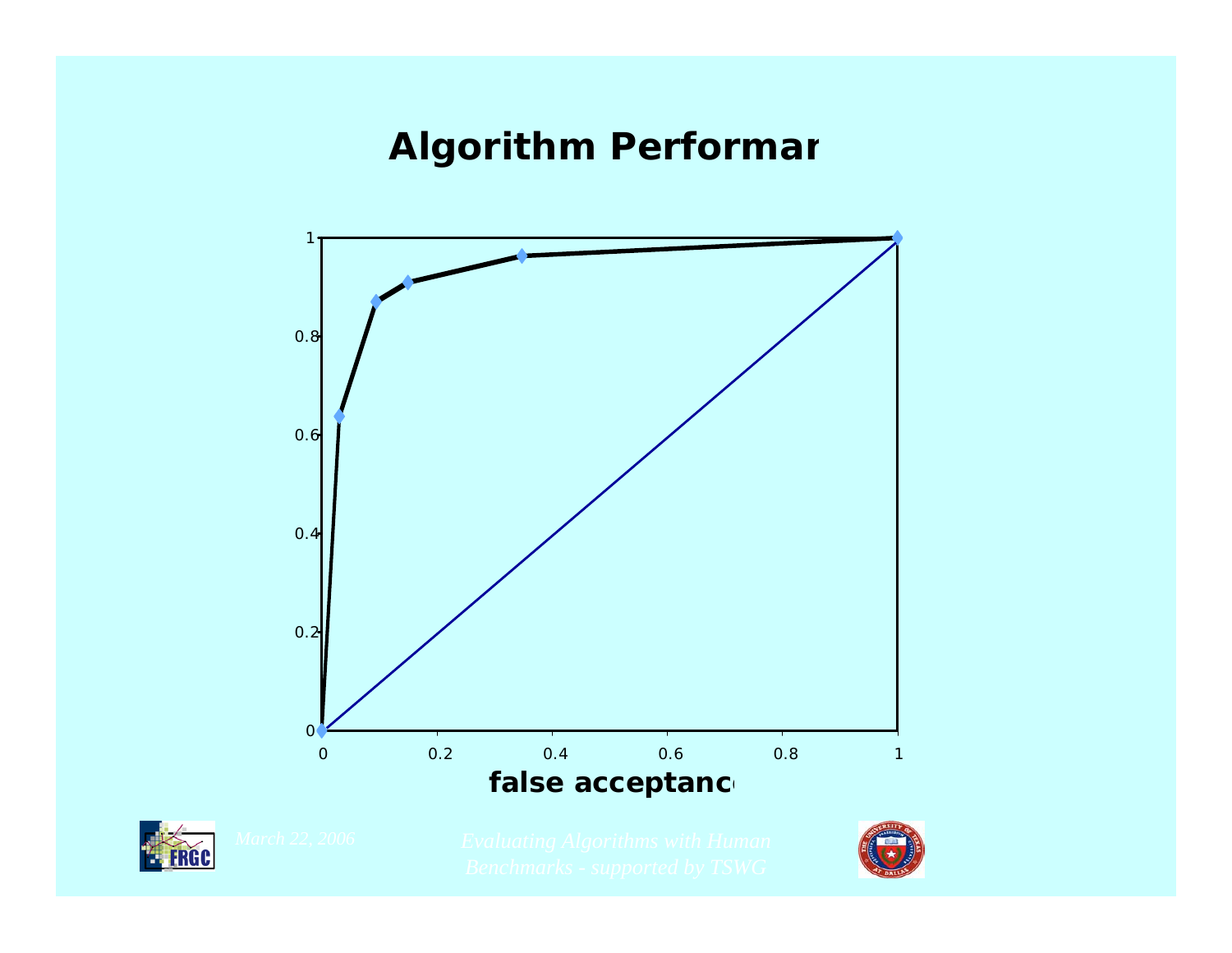# Algorithm Performar

1

0.8

0.6

0.4

0.2

0

0

0.2

0.4

0.6

0.8

1

**false acceptanc**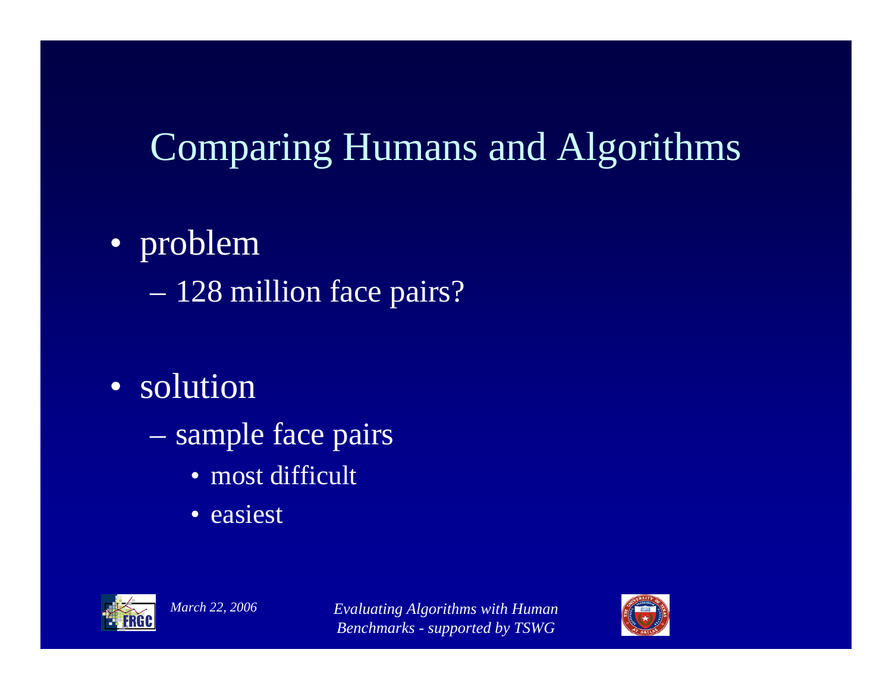# Comparing Humans and Algorithms

- problem
  - 128 million face pairs?
- solution
  - sample face pairs
    - most difficult
    - easiest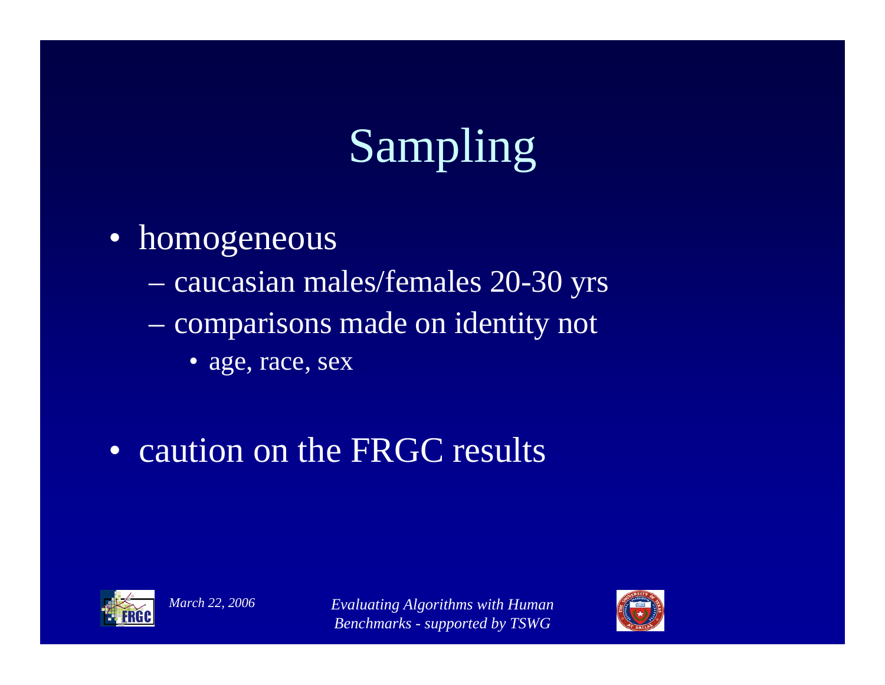# Sampling

- homogeneous
  - caucasian males/females 20-30 yrs
  - comparisons made on identity not
    - age, race, sex
- caution on the FRGC results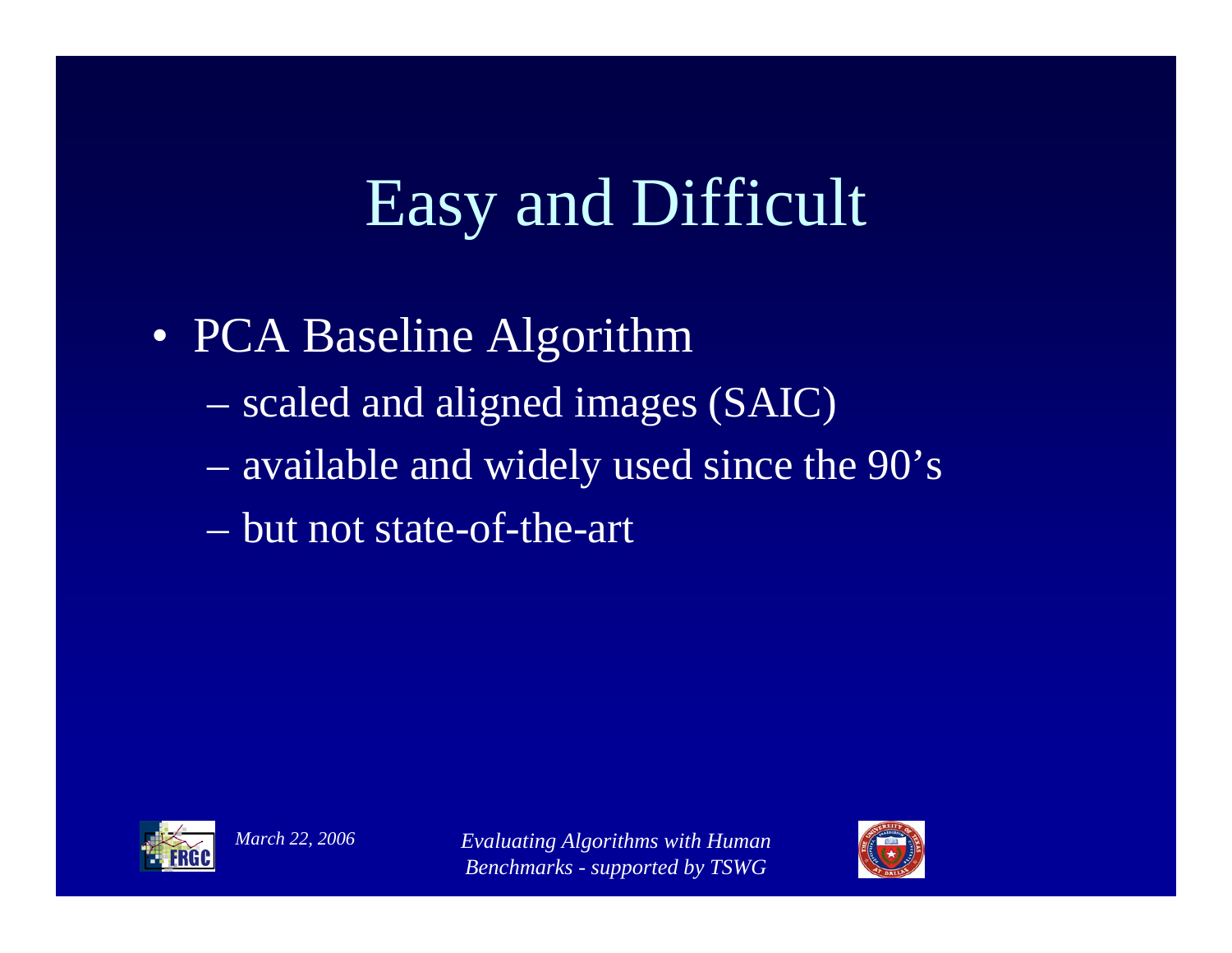# Easy and Difficult

- PCA Baseline Algorithm
  - scaled and aligned images (SAIC)
  - available and widely used since the 90's
  - but not state-of-the-art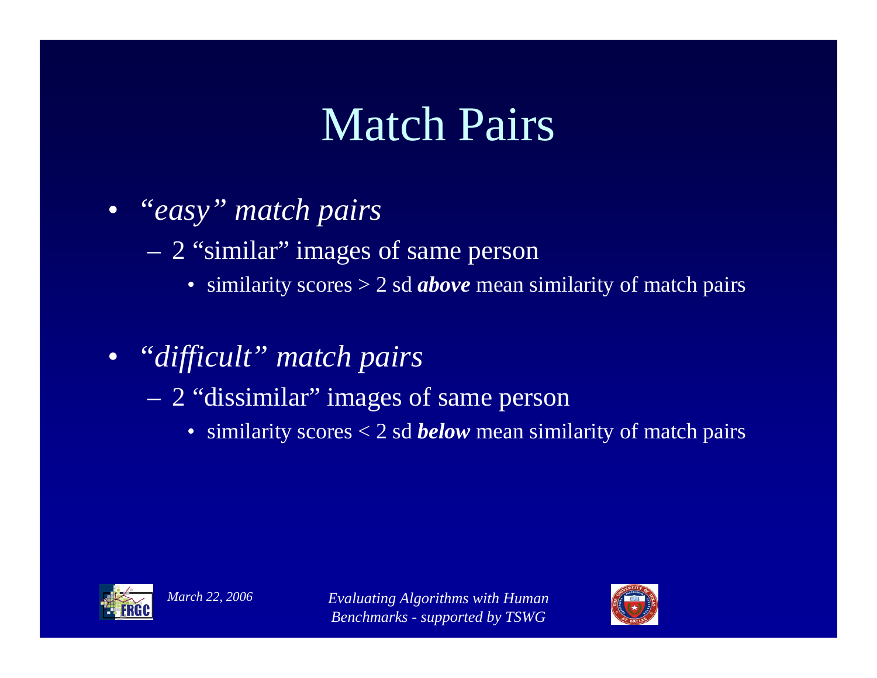# Match Pairs

- *"easy" match pairs*
  - 2 "similar" images of same person
    - similarity scores > 2 sd ***above*** mean similarity of match pairs
- *"difficult" match pairs*
  - 2 "dissimilar" images of same person
    - similarity scores < 2 sd ***below*** mean similarity of match pairs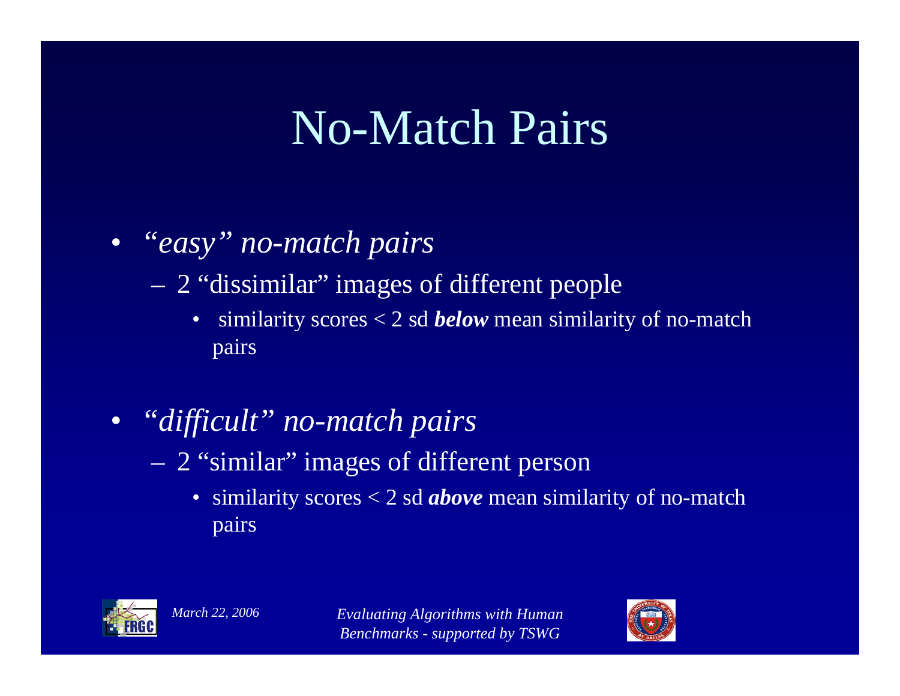# No-Match Pairs

- *"easy" no-match pairs*
  - 2 "dissimilar" images of different people
    - similarity scores < 2 sd ***below*** mean similarity of no-match pairs

- *"difficult" no-match pairs*
  - 2 "similar" images of different person
    - similarity scores < 2 sd ***above*** mean similarity of no-match pairs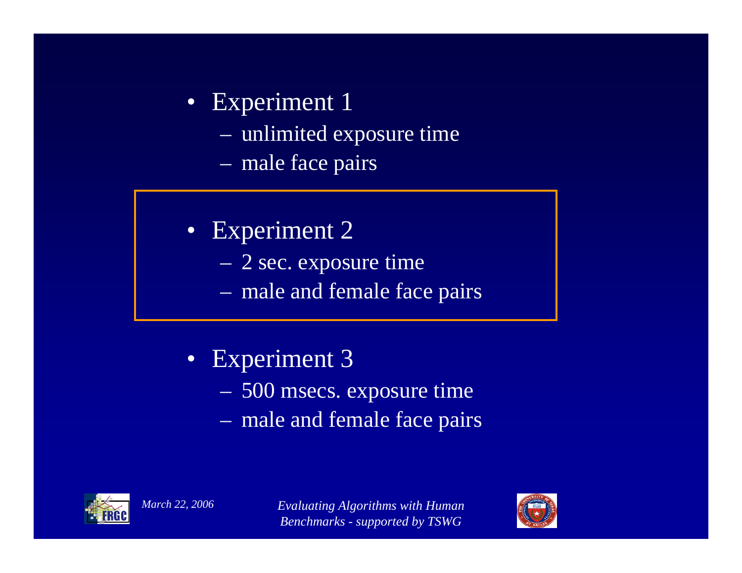- Experiment 1
  - unlimited exposure time
  - male face pairs

- Experiment 2
  - 2 sec. exposure time
  - male and female face pairs

- Experiment 3
  - 500 msecs. exposure time
  - male and female face pairs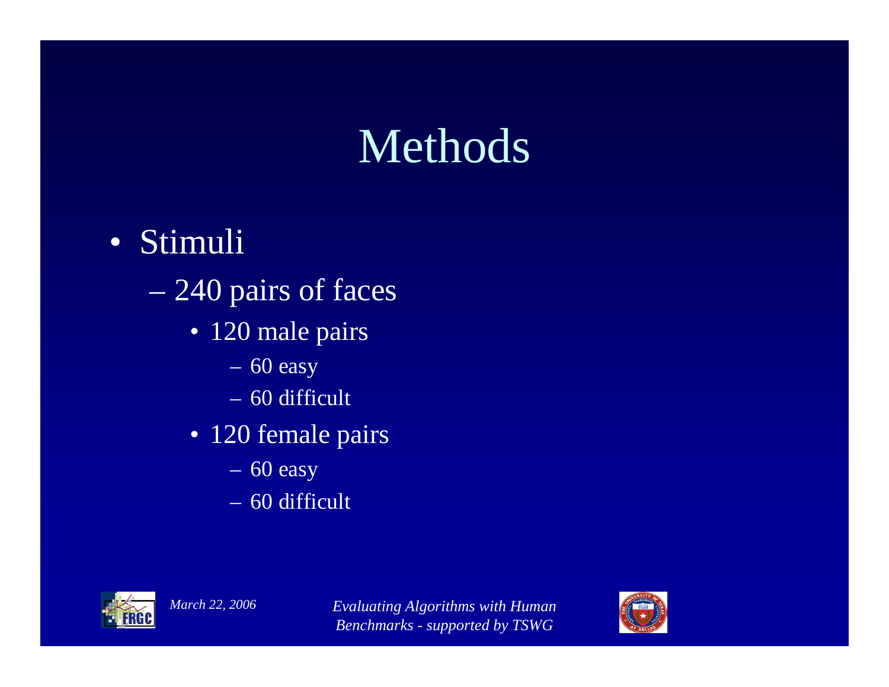# Methods

- Stimuli
  - 240 pairs of faces
    - 120 male pairs
      - 60 easy
      - 60 difficult
    - 120 female pairs
      - 60 easy
      - 60 difficult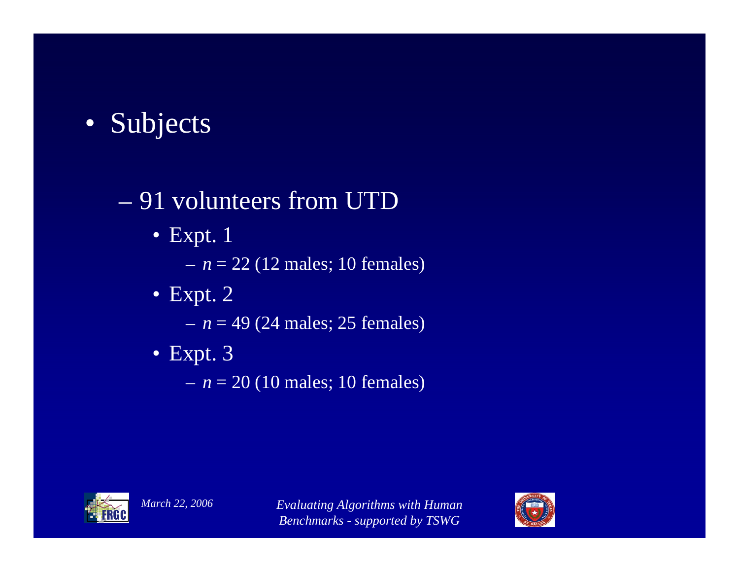- Subjects
  - 91 volunteers from UTD
    - Expt. 1
      - $n$ = 22 (12 males; 10 females)
    - Expt. 2
      - $n$ = 49 (24 males; 25 females)
    - Expt. 3
      - $n$ = 20 (10 males; 10 females)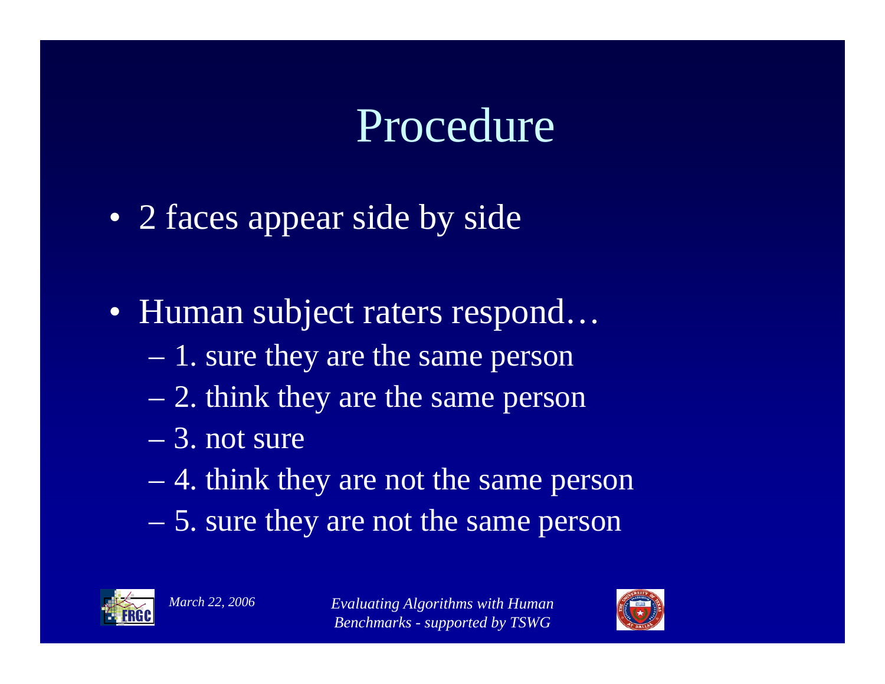# Procedure

- 2 faces appear side by side
- Human subject raters respond…
  - 1. sure they are the same person
  - 2. think they are the same person
  - 3. not sure
  - 4. think they are not the same person
  - 5. sure they are not the same person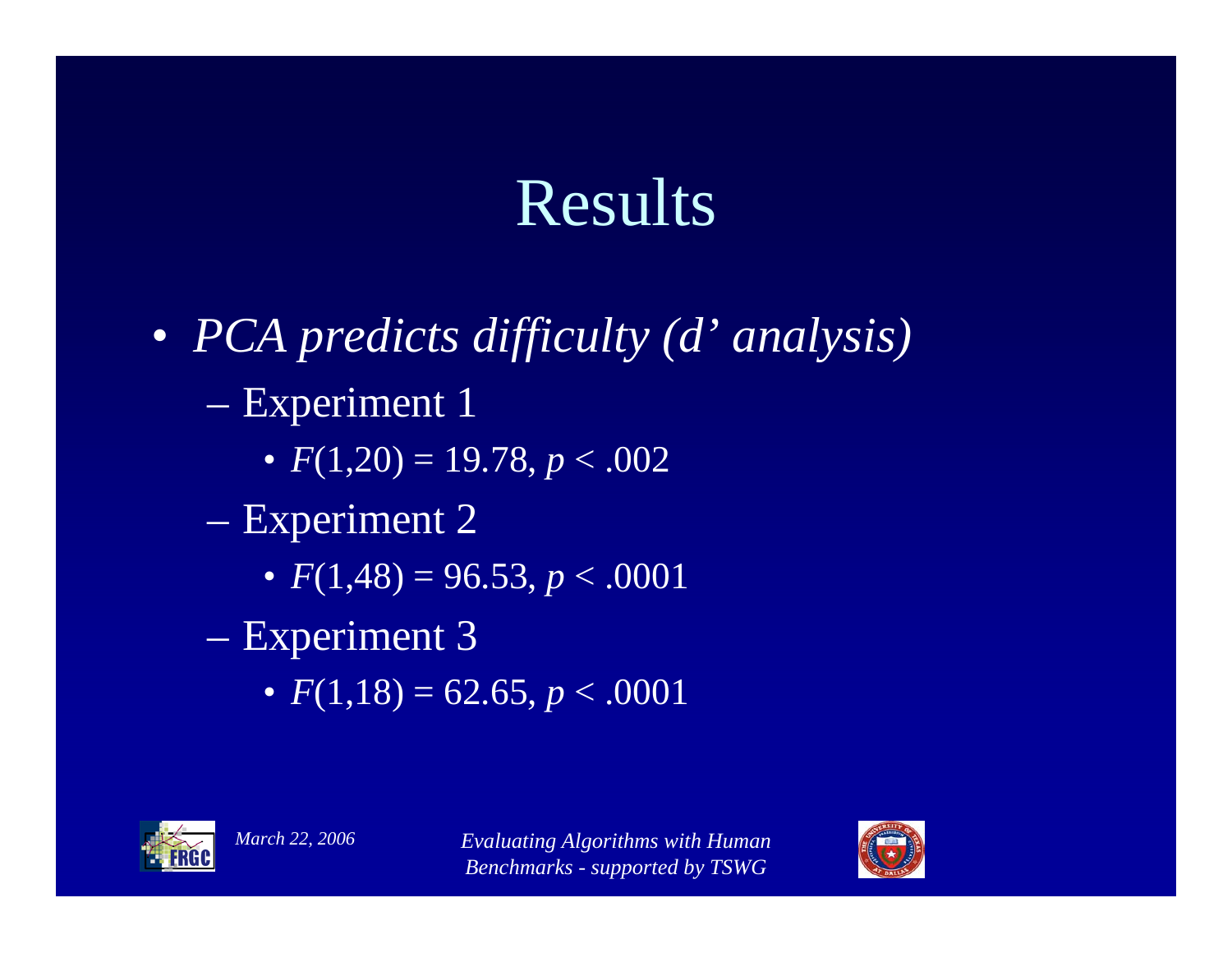# Results

- *PCA predicts difficulty (d' analysis)*
  - Experiment 1
    - $F(1,20) = 19.78$, $p < .002$
  - Experiment 2
    - $F(1,48) = 96.53$, $p < .0001$
  - Experiment 3
    - $F(1,18) = 62.65$, $p < .0001$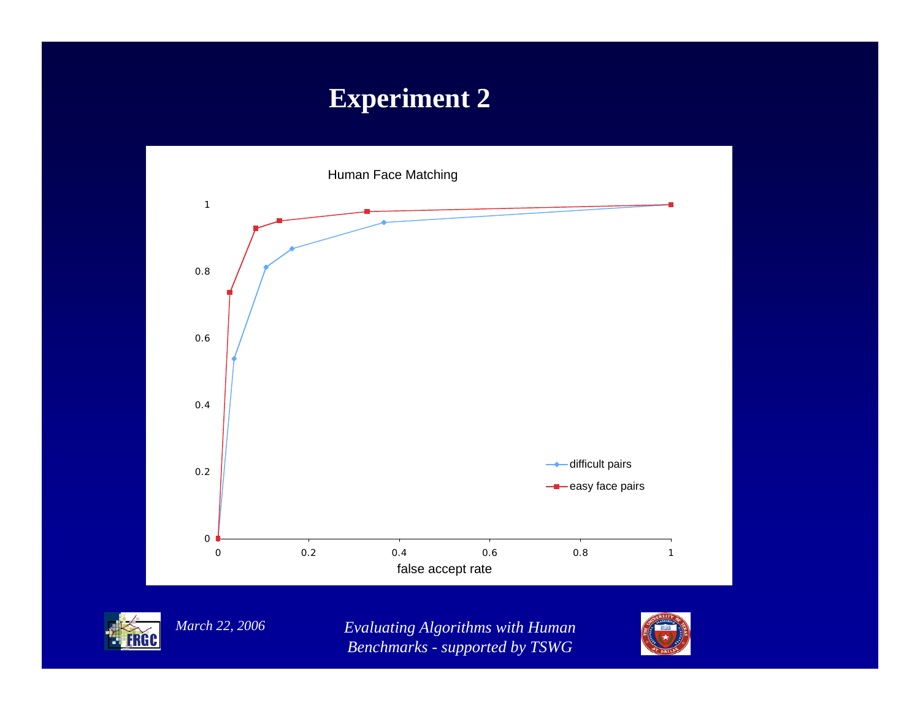# Experiment 2

Human Face Matching

1

0.8

0.6

0.4

0.2

0

0 0.2 0.4 0.6 0.8 1

false accept rate

difficult pairs

easy face pairs

*March 22, 2006*

*Evaluating Algorithms with Human Benchmarks - supported by TSWG*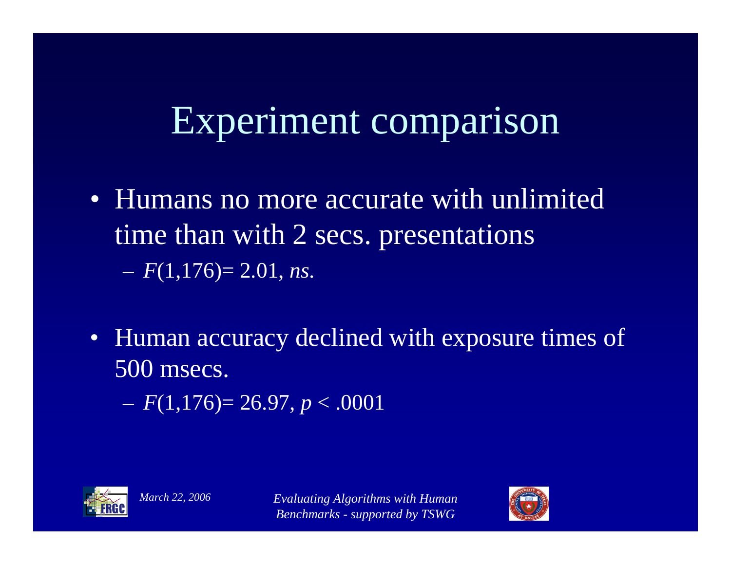# Experiment comparison

- Humans no more accurate with unlimited time than with 2 secs. presentations
  - $F(1,176) = 2.01$, *ns.*

- Human accuracy declined with exposure times of 500 msecs.
  - $F(1,176) = 26.97$, $p < .0001$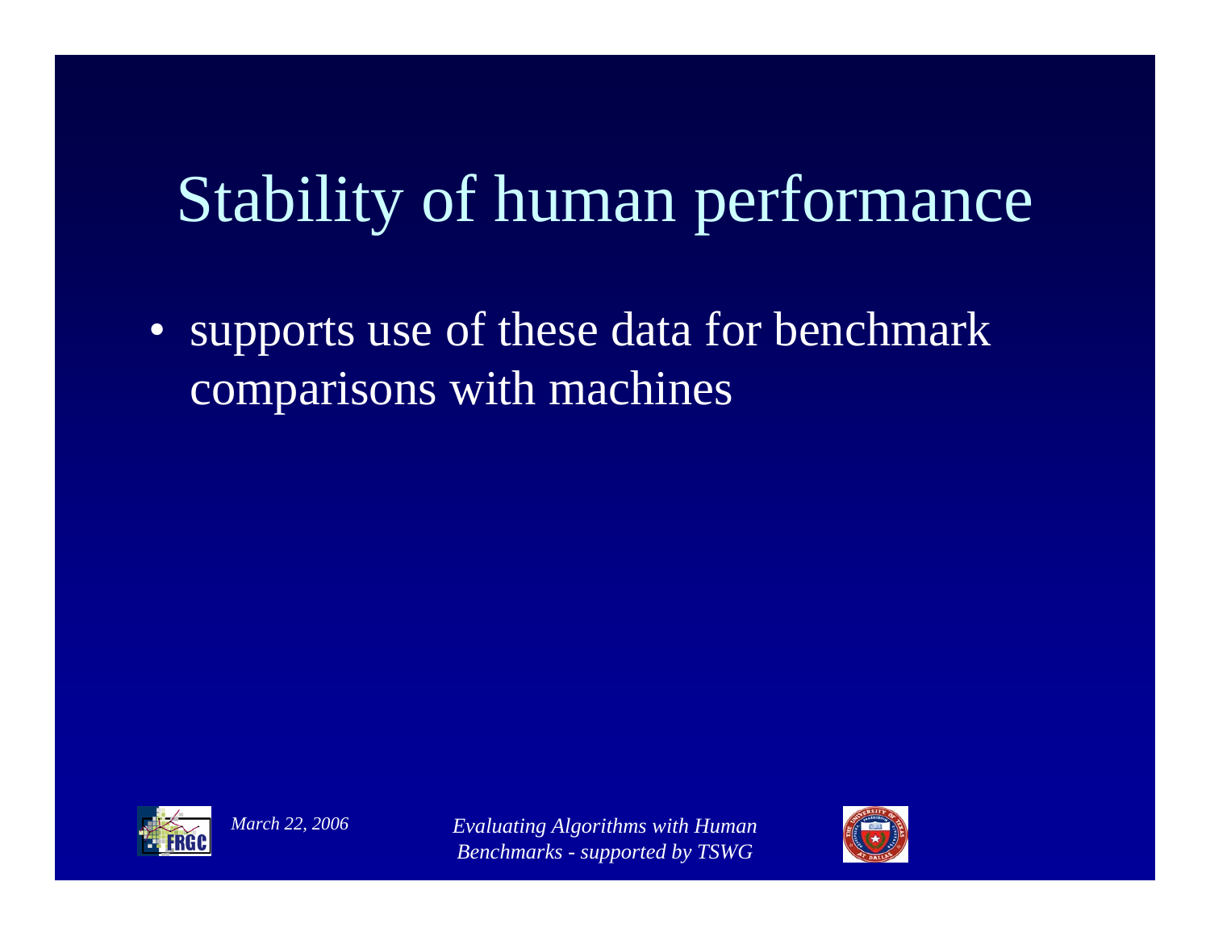# Stability of human performance

- supports use of these data for benchmark comparisons with machines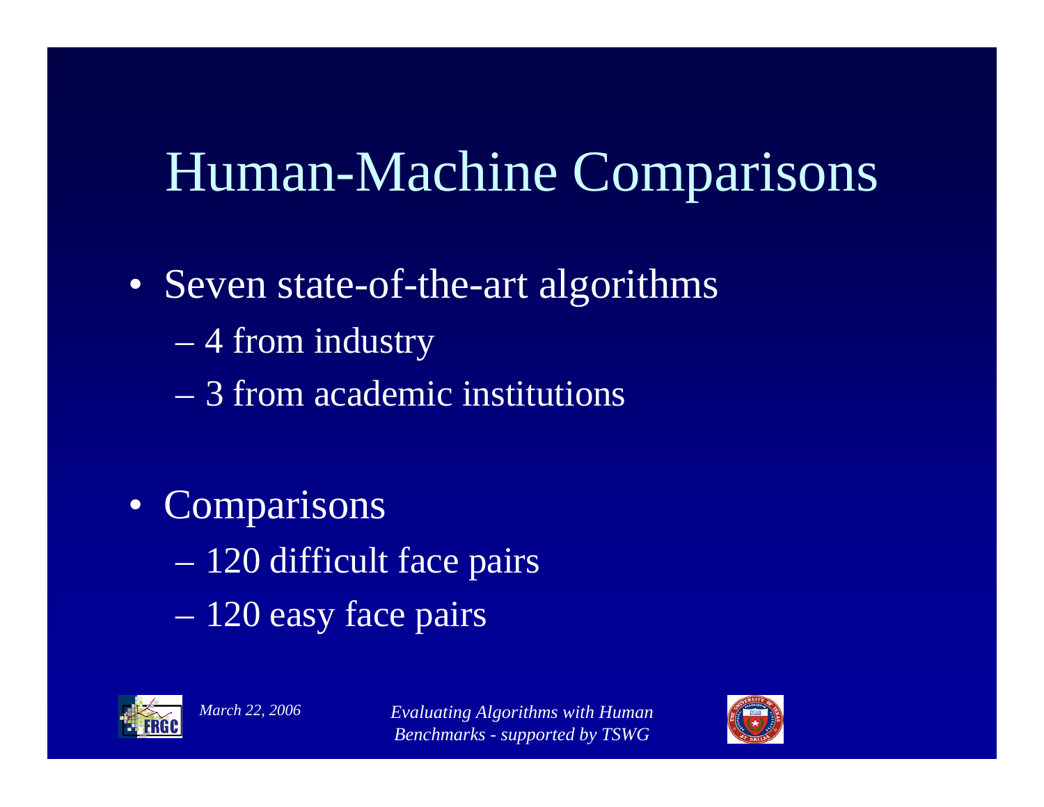# Human-Machine Comparisons

- Seven state-of-the-art algorithms
  - 4 from industry
  - 3 from academic institutions
- Comparisons
  - 120 difficult face pairs
  - 120 easy face pairs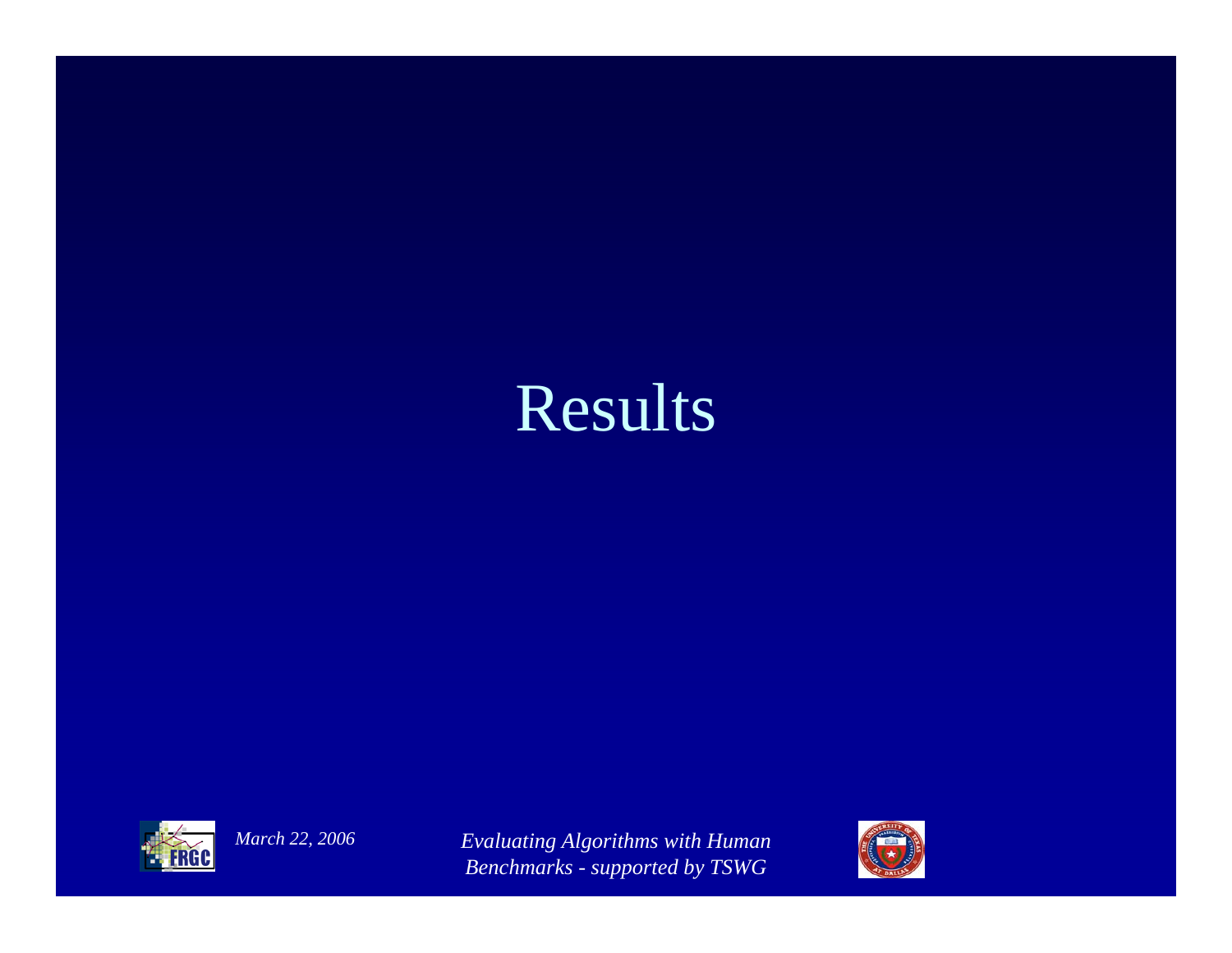# Results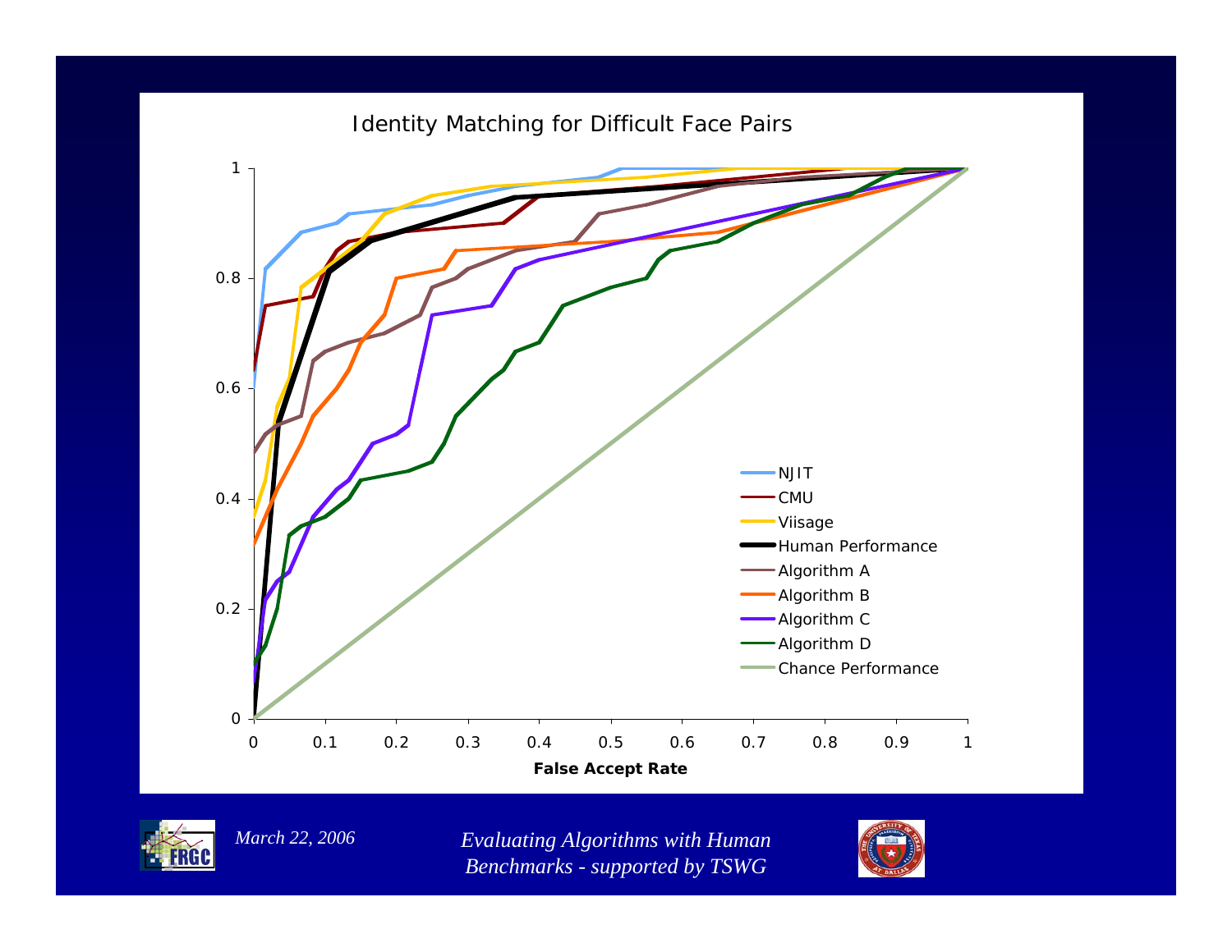## Identity Matching for Difficult Face Pairs

1
0.8
0.6
0.4
0.2
0

0 0.1 0.2 0.3 0.4 0.5 0.6 0.7 0.8 0.9 1

**False Accept Rate**

NJIT
CMU
Viisage
Human Performance
Algorithm A
Algorithm B
Algorithm C
Algorithm D
Chance Performance

*March 22, 2006*

*Evaluating Algorithms with Human Benchmarks - supported by TSWG*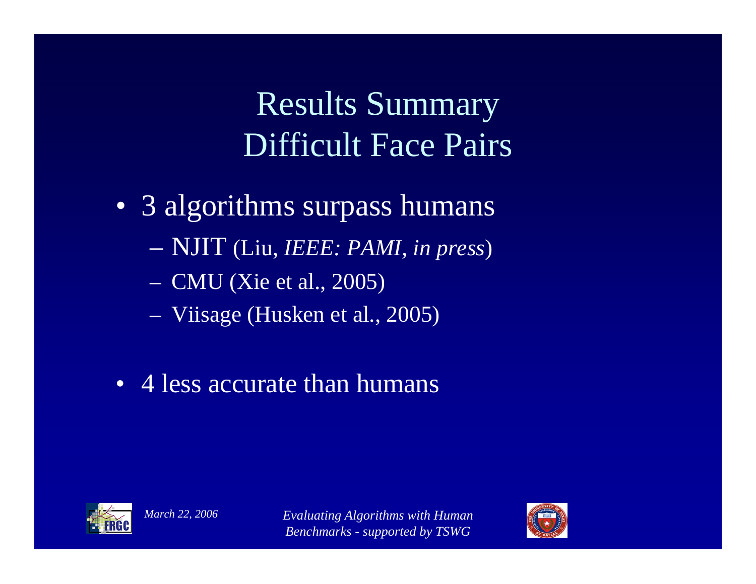# Results Summary
# Difficult Face Pairs

- 3 algorithms surpass humans
  - NJIT (Liu, *IEEE: PAMI, in press*)
  - CMU (Xie et al., 2005)
  - Viisage (Husken et al., 2005)

- 4 less accurate than humans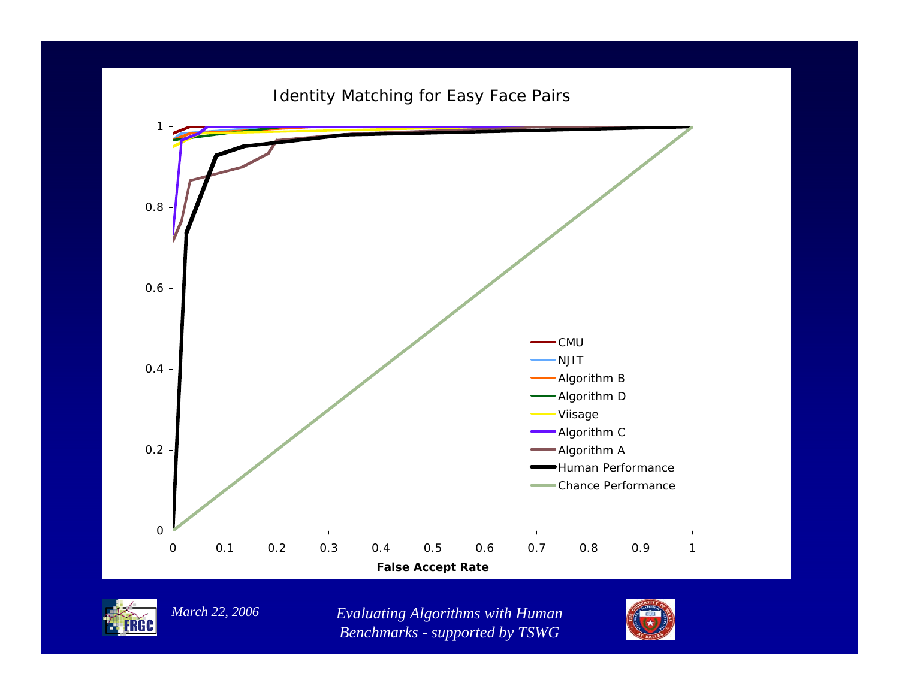Identity Matching for Easy Face Pairs

1
0.8
0.6
0.4
0.2
0

0
0.1
0.2
0.3
0.4
0.5
0.6
0.7
0.8
0.9
1

**False Accept Rate**

CMU
NJIT
Algorithm B
Algorithm D
Viisage
Algorithm C
Algorithm A
Human Performance
Chance Performance

*March 22, 2006*

*Evaluating Algorithms with Human Benchmarks - supported by TSWG*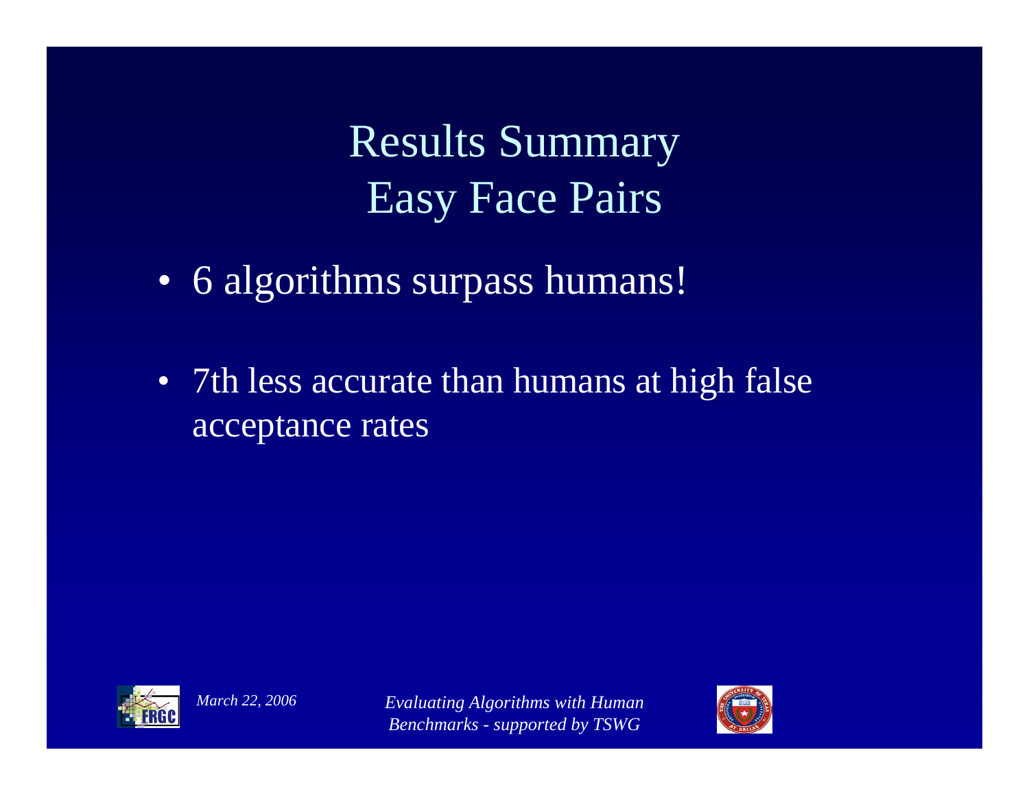# Results Summary
# Easy Face Pairs

- 6 algorithms surpass humans!
- 7th less accurate than humans at high false acceptance rates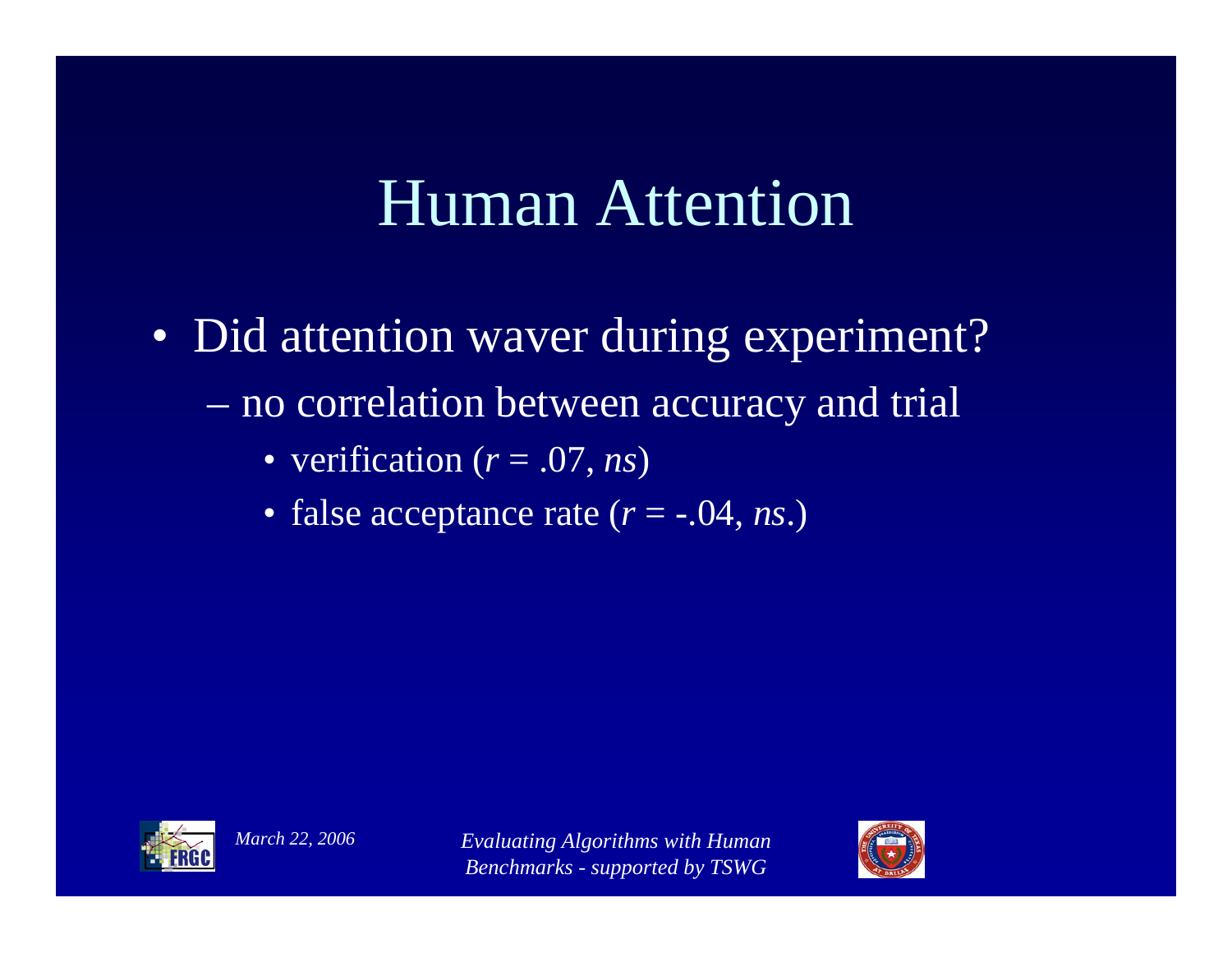# Human Attention

- Did attention waver during experiment?
  - no correlation between accuracy and trial
    - verification ($r$ = .07, *ns*)
    - false acceptance rate ($r$ = -.04, *ns*.)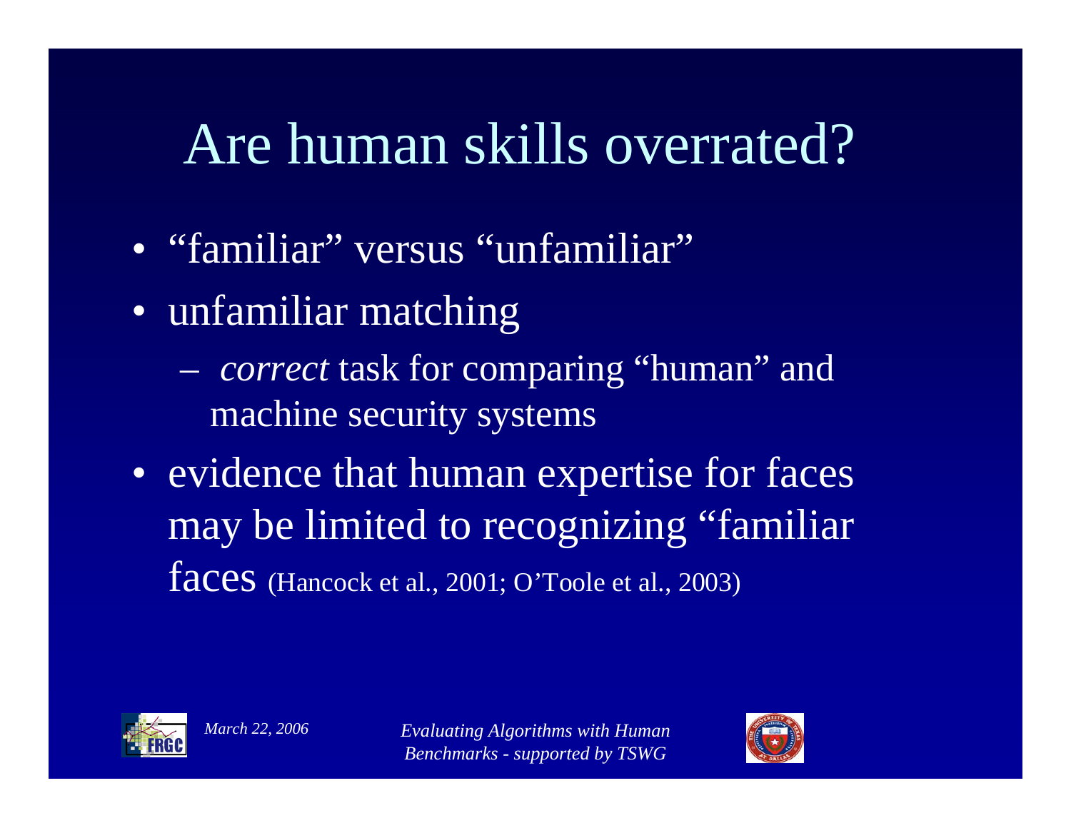# Are human skills overrated?

- "familiar" versus "unfamiliar"
- unfamiliar matching
  - *correct* task for comparing "human" and machine security systems
- evidence that human expertise for faces may be limited to recognizing "familiar faces (Hancock et al., 2001; O'Toole et al., 2003)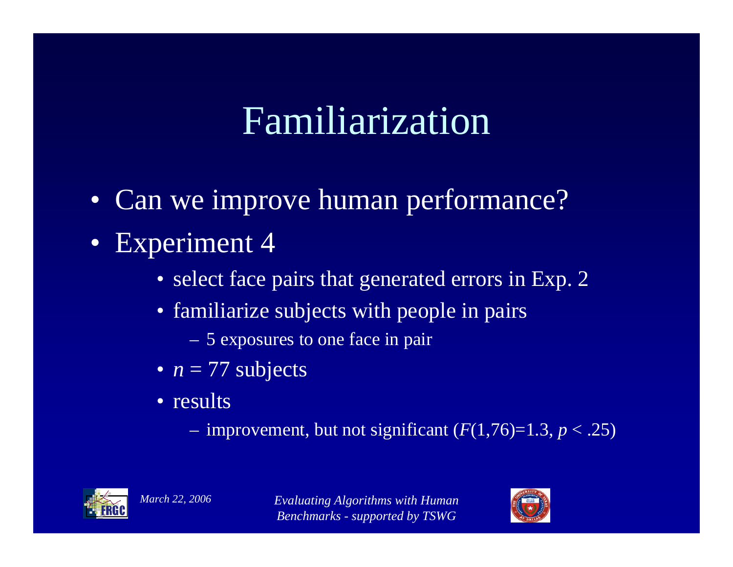# Familiarization

- Can we improve human performance?
- Experiment 4
  - select face pairs that generated errors in Exp. 2
  - familiarize subjects with people in pairs
    - 5 exposures to one face in pair
  - $n$ = 77 subjects
  - results
    - improvement, but not significant ($F(1,76)=1.3$, $p < .25$)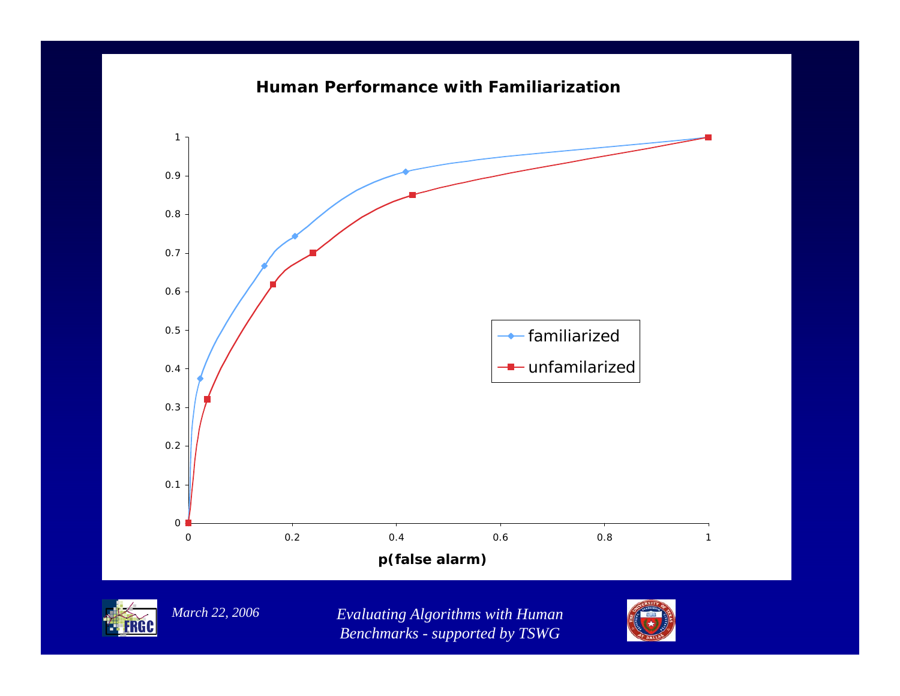## Human Performance with Familiarization

1
0.9
0.8
0.7
0.6
0.5
0.4
0.3
0.2
0.1
0

0
0.2
0.4
0.6
0.8
1

p(false alarm)

familiarized
unfamilarized

*March 22, 2006*

*Evaluating Algorithms with Human Benchmarks - supported by TSWG*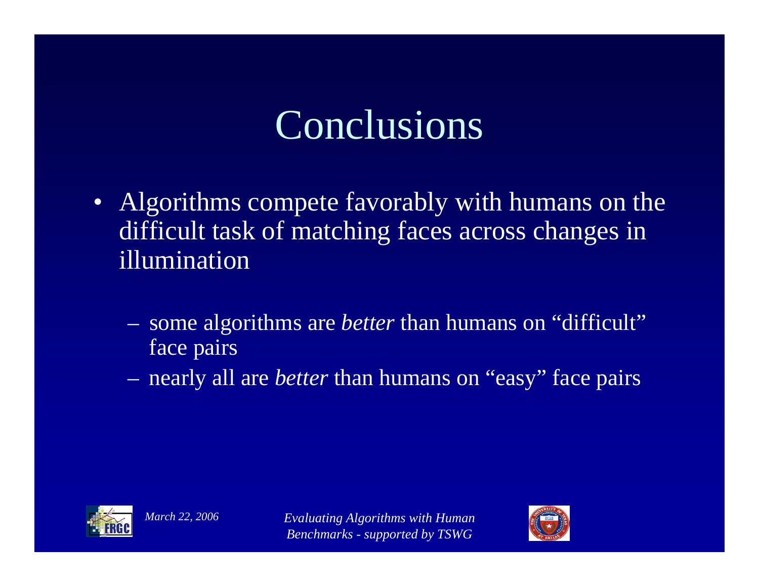# Conclusions

- Algorithms compete favorably with humans on the difficult task of matching faces across changes in illumination
  - some algorithms are *better* than humans on "difficult" face pairs
  - nearly all are *better* than humans on "easy" face pairs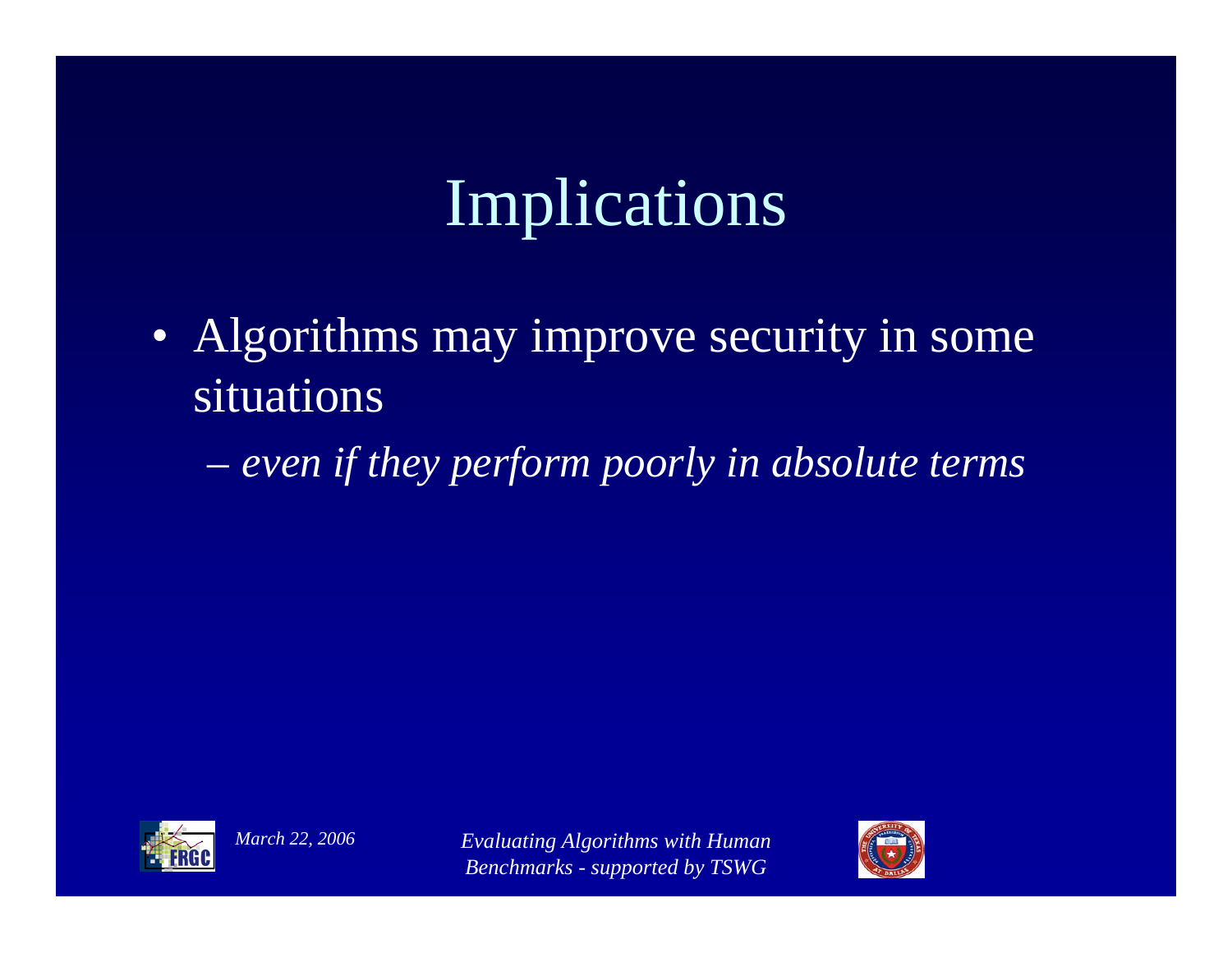# Implications

- Algorithms may improve security in some situations
  - *even if they perform poorly in absolute terms*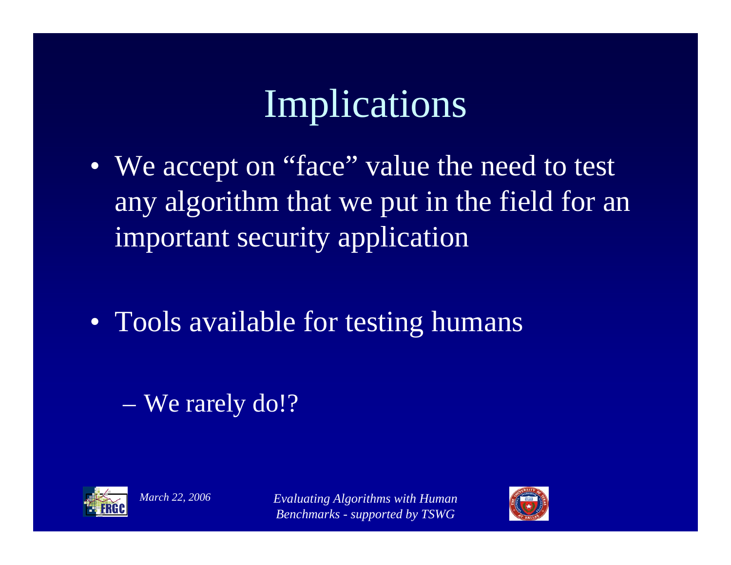# Implications

- We accept on "face" value the need to test any algorithm that we put in the field for an important security application
- Tools available for testing humans
  - We rarely do!?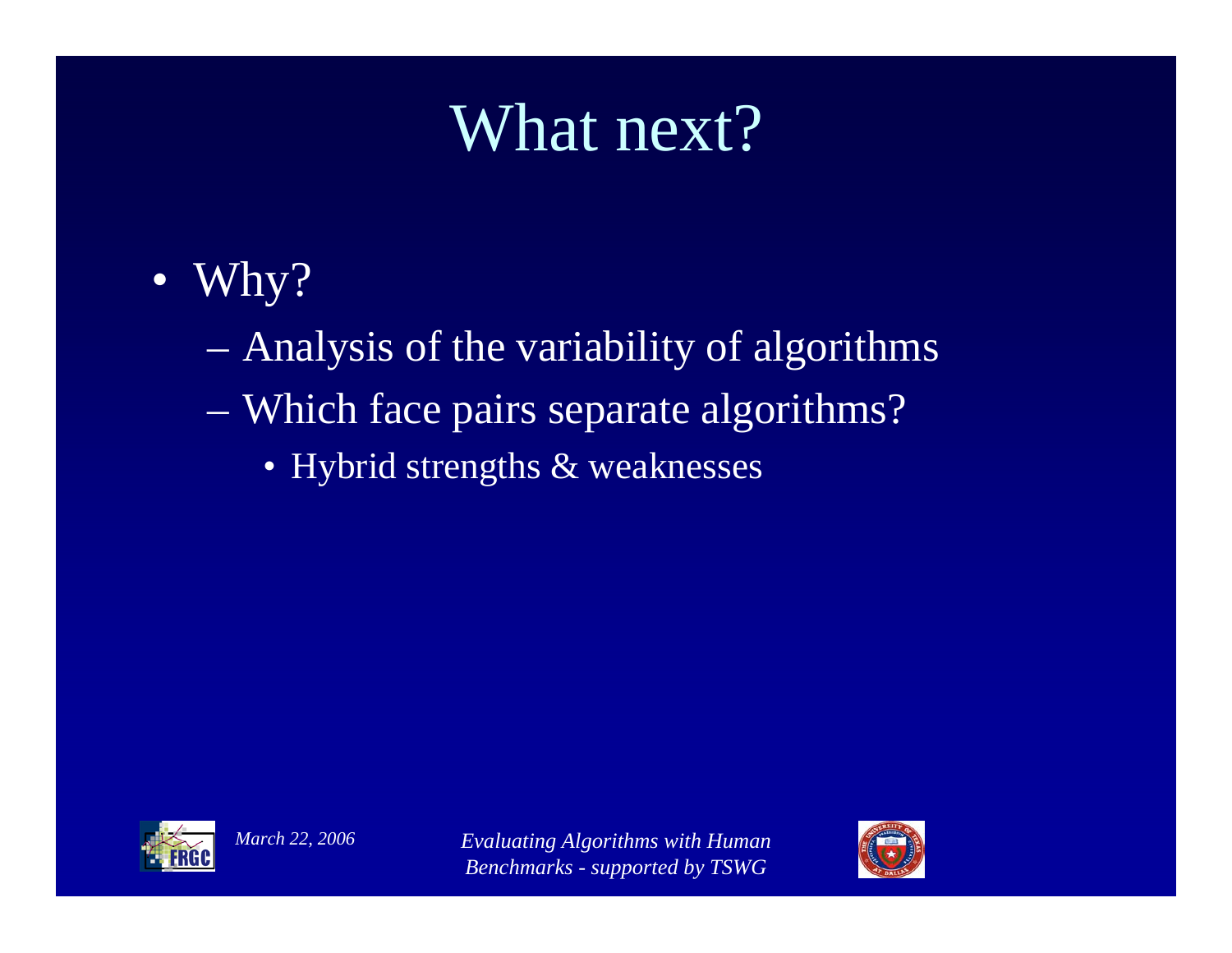# What next?

- Why?
  - Analysis of the variability of algorithms
  - Which face pairs separate algorithms?
    - Hybrid strengths & weaknesses